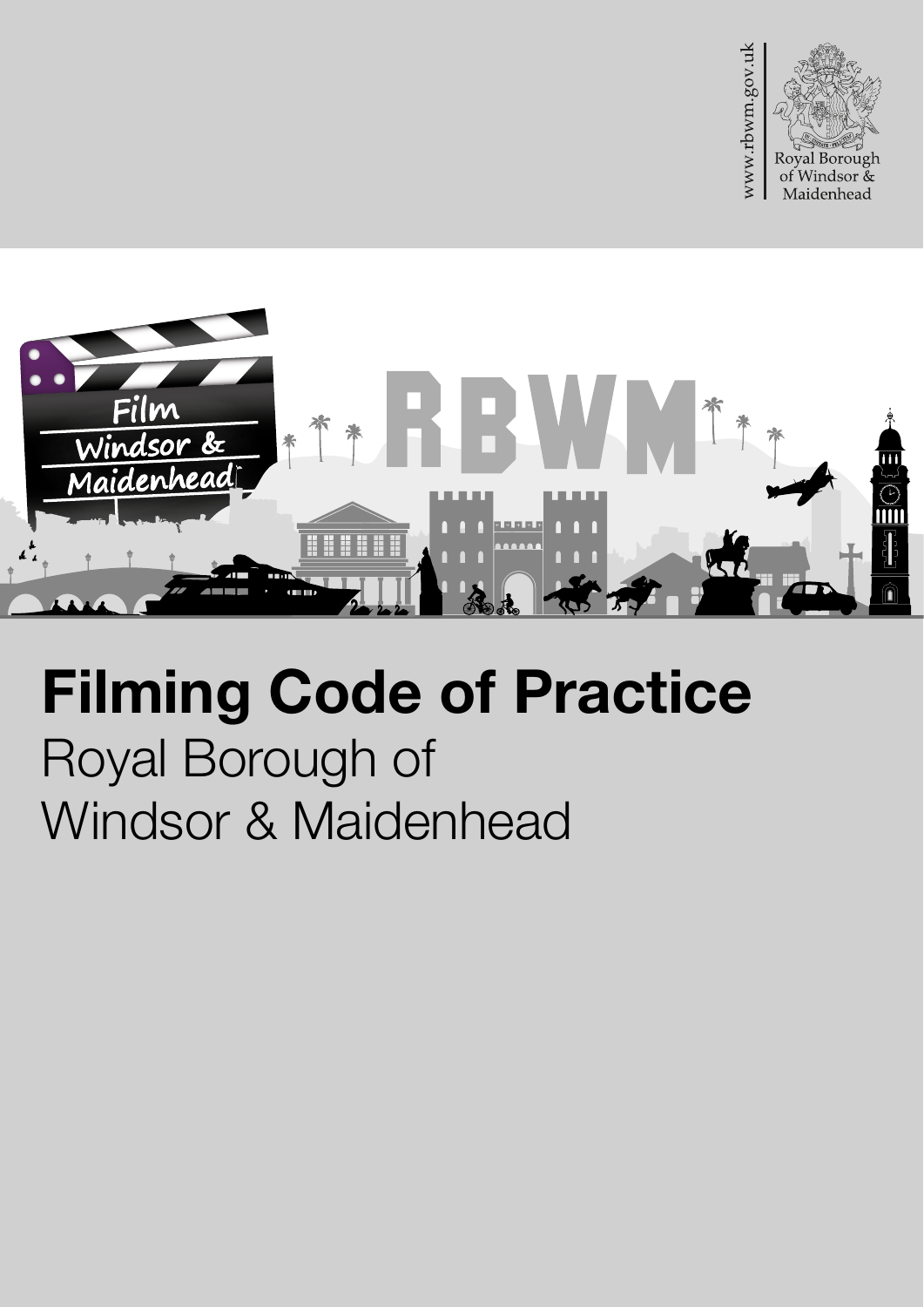www.rbwm.gov.uk

Royal Borough of Windsor & Maidenhead

# Filming Code of Practice

## Royal Borough of Windsor & Maidenhead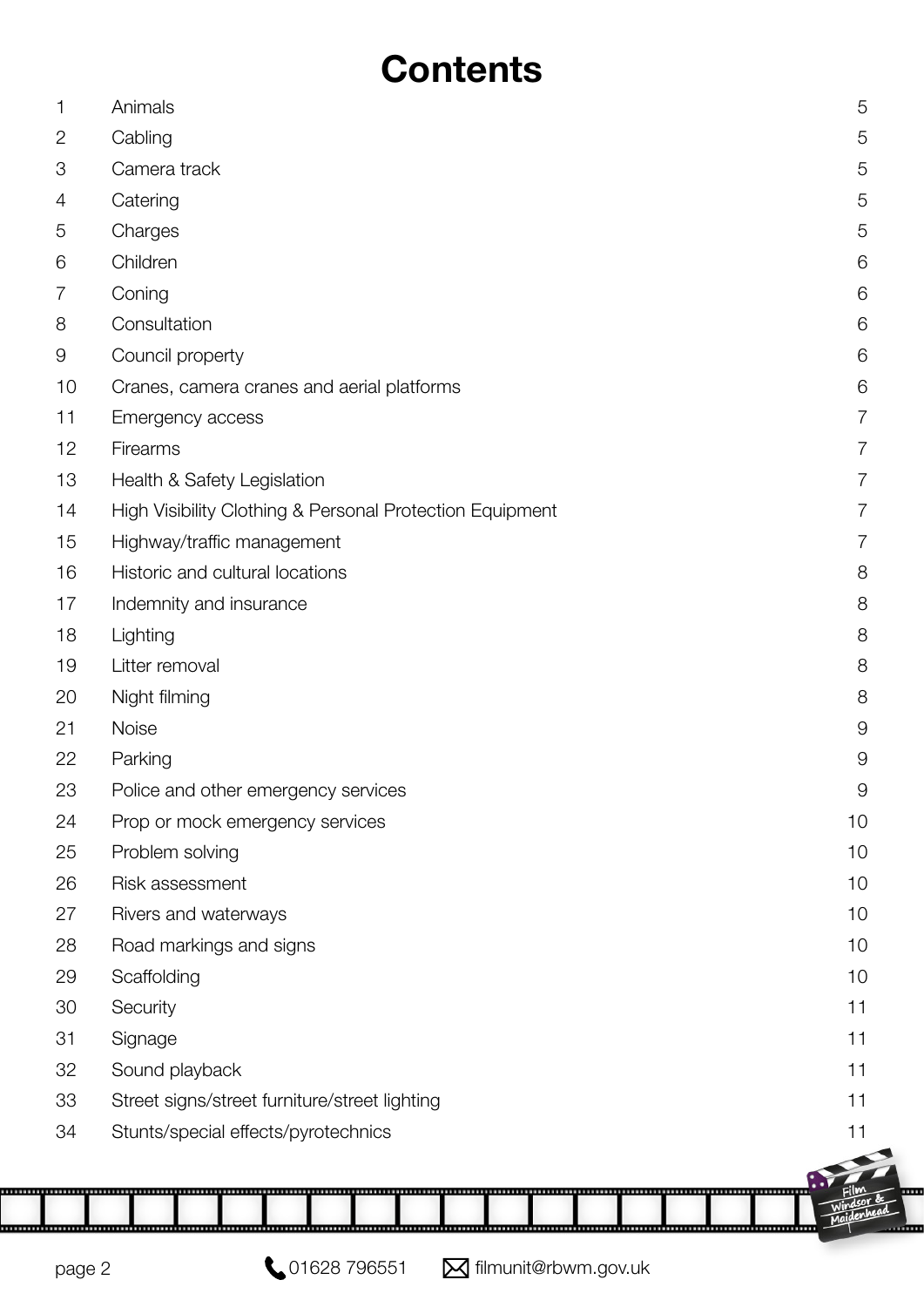# Contents

| | | |
|---|---|---|
| 1 | Animals | 5 |
| 2 | Cabling | 5 |
| 3 | Camera track | 5 |
| 4 | Catering | 5 |
| 5 | Charges | 5 |
| 6 | Children | 6 |
| 7 | Coning | 6 |
| 8 | Consultation | 6 |
| 9 | Council property | 6 |
| 10 | Cranes, camera cranes and aerial platforms | 6 |
| 11 | Emergency access | 7 |
| 12 | Firearms | 7 |
| 13 | Health & Safety Legislation | 7 |
| 14 | High Visibility Clothing & Personal Protection Equipment | 7 |
| 15 | Highway/traffic management | 7 |
| 16 | Historic and cultural locations | 8 |
| 17 | Indemnity and insurance | 8 |
| 18 | Lighting | 8 |
| 19 | Litter removal | 8 |
| 20 | Night filming | 8 |
| 21 | Noise | 9 |
| 22 | Parking | 9 |
| 23 | Police and other emergency services | 9 |
| 24 | Prop or mock emergency services | 10 |
| 25 | Problem solving | 10 |
| 26 | Risk assessment | 10 |
| 27 | Rivers and waterways | 10 |
| 28 | Road markings and signs | 10 |
| 29 | Scaffolding | 10 |
| 30 | Security | 11 |
| 31 | Signage | 11 |
| 32 | Sound playback | 11 |
| 33 | Street signs/street furniture/street lighting | 11 |
| 34 | Stunts/special effects/pyrotechnics | 11 |

01628 796551 filmunit@rbwm.gov.uk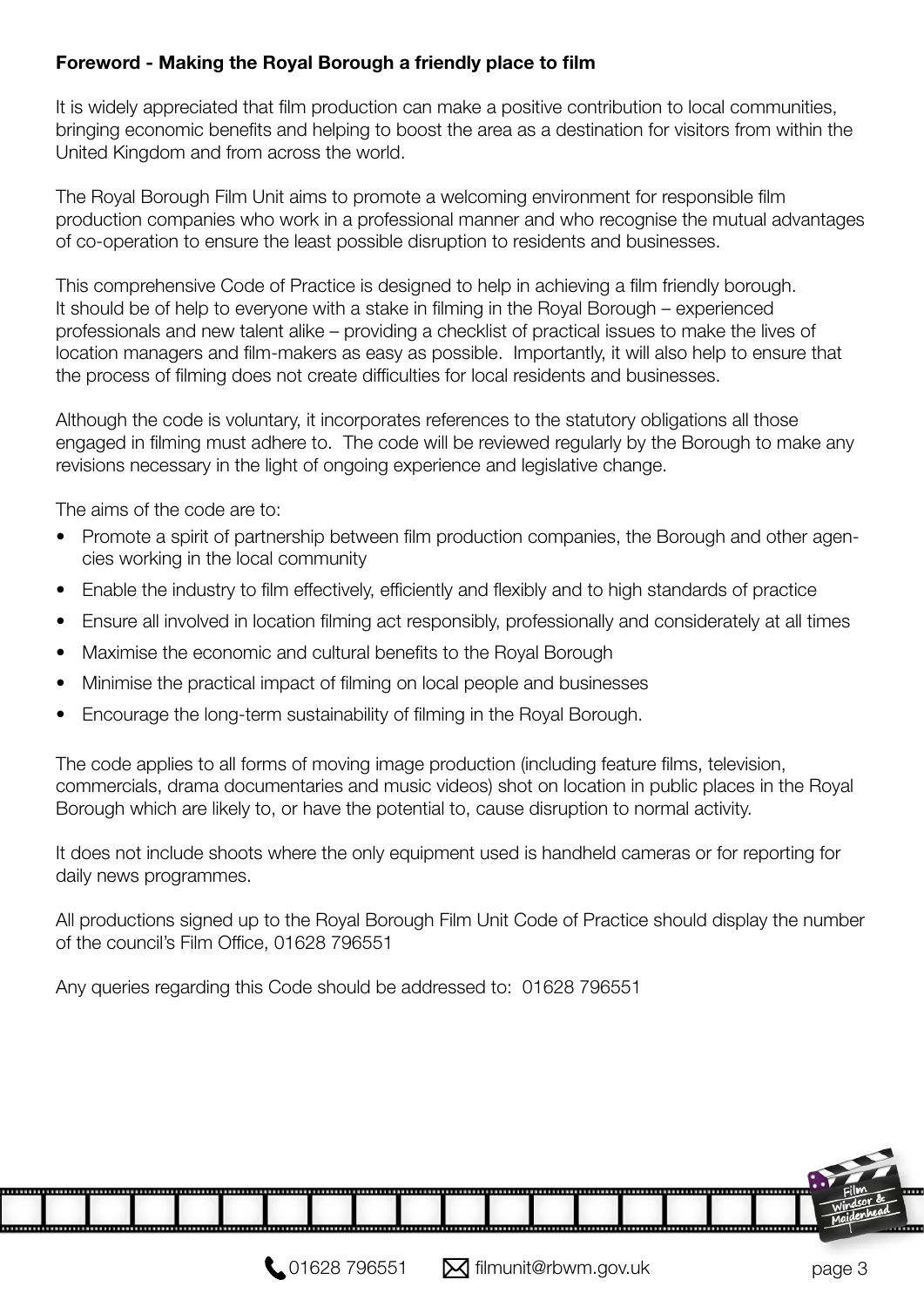**Foreword - Making the Royal Borough a friendly place to film**

It is widely appreciated that film production can make a positive contribution to local communities, bringing economic benefits and helping to boost the area as a destination for visitors from within the United Kingdom and from across the world.

The Royal Borough Film Unit aims to promote a welcoming environment for responsible film production companies who work in a professional manner and who recognise the mutual advantages of co-operation to ensure the least possible disruption to residents and businesses.

This comprehensive Code of Practice is designed to help in achieving a film friendly borough. It should be of help to everyone with a stake in filming in the Royal Borough – experienced professionals and new talent alike – providing a checklist of practical issues to make the lives of location managers and film-makers as easy as possible. Importantly, it will also help to ensure that the process of filming does not create difficulties for local residents and businesses.

Although the code is voluntary, it incorporates references to the statutory obligations all those engaged in filming must adhere to. The code will be reviewed regularly by the Borough to make any revisions necessary in the light of ongoing experience and legislative change.

The aims of the code are to:

- Promote a spirit of partnership between film production companies, the Borough and other agencies working in the local community
- Enable the industry to film effectively, efficiently and flexibly and to high standards of practice
- Ensure all involved in location filming act responsibly, professionally and considerately at all times
- Maximise the economic and cultural benefits to the Royal Borough
- Minimise the practical impact of filming on local people and businesses
- Encourage the long-term sustainability of filming in the Royal Borough.

The code applies to all forms of moving image production (including feature films, television, commercials, drama documentaries and music videos) shot on location in public places in the Royal Borough which are likely to, or have the potential to, cause disruption to normal activity.

It does not include shoots where the only equipment used is handheld cameras or for reporting for daily news programmes.

All productions signed up to the Royal Borough Film Unit Code of Practice should display the number of the council's Film Office, 01628 796551

Any queries regarding this Code should be addressed to: 01628 796551

01628 796551 filmunit@rbwm.gov.uk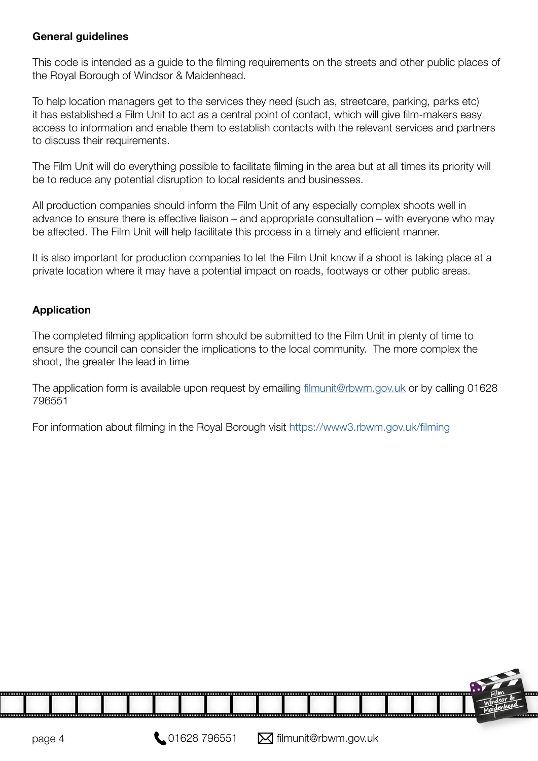**General guidelines**

This code is intended as a guide to the filming requirements on the streets and other public places of the Royal Borough of Windsor & Maidenhead.

To help location managers get to the services they need (such as, streetcare, parking, parks etc) it has established a Film Unit to act as a central point of contact, which will give film-makers easy access to information and enable them to establish contacts with the relevant services and partners to discuss their requirements.

The Film Unit will do everything possible to facilitate filming in the area but at all times its priority will be to reduce any potential disruption to local residents and businesses.

All production companies should inform the Film Unit of any especially complex shoots well in advance to ensure there is effective liaison – and appropriate consultation – with everyone who may be affected. The Film Unit will help facilitate this process in a timely and efficient manner.

It is also important for production companies to let the Film Unit know if a shoot is taking place at a private location where it may have a potential impact on roads, footways or other public areas.

**Application**

The completed filming application form should be submitted to the Film Unit in plenty of time to ensure the council can consider the implications to the local community. The more complex the shoot, the greater the lead in time

The application form is available upon request by emailing filmunit@rbwm.gov.uk or by calling 01628 796551

For information about filming in the Royal Borough visit https://www3.rbwm.gov.uk/filming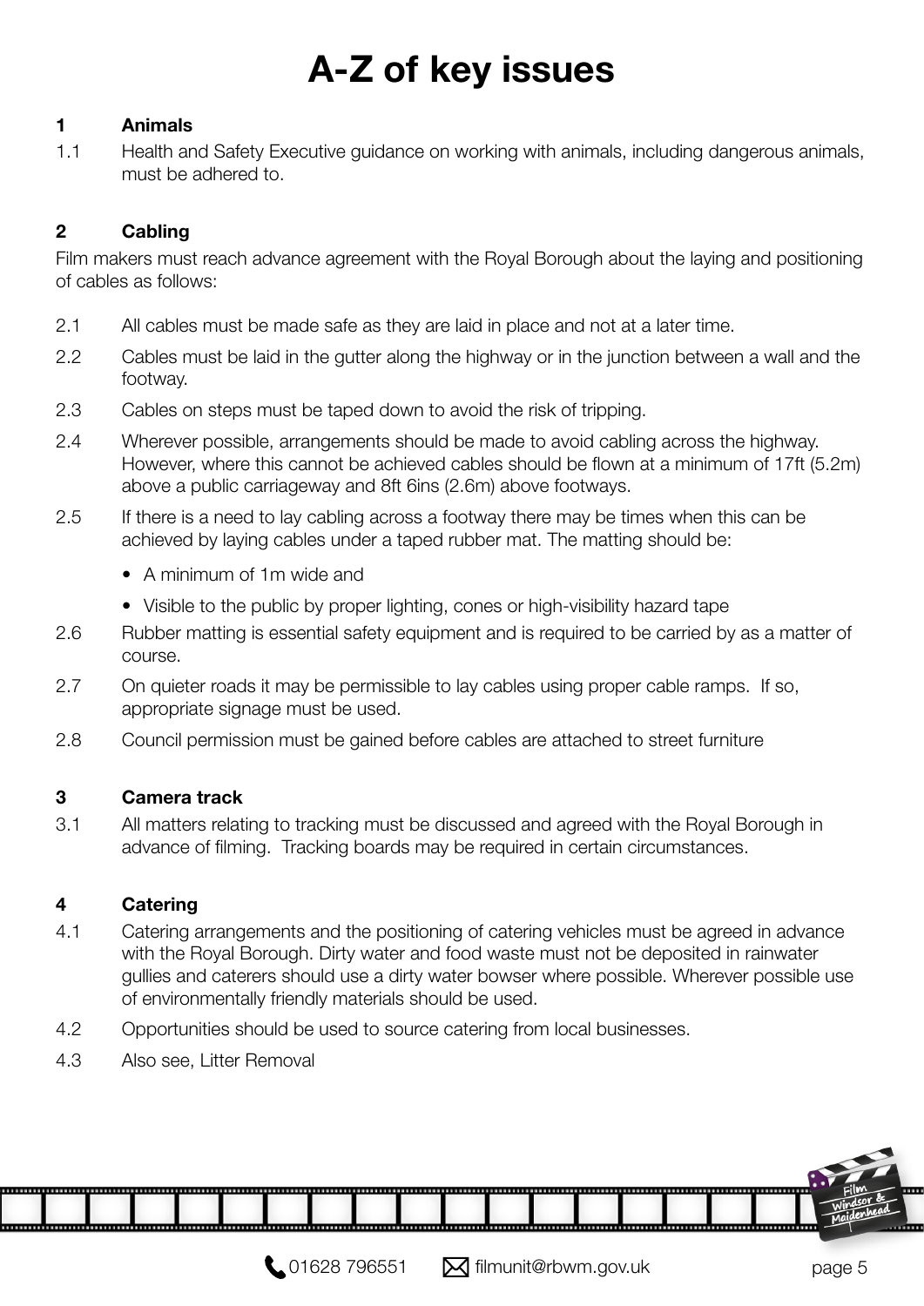# A-Z of key issues

**1 Animals**

1.1 Health and Safety Executive guidance on working with animals, including dangerous animals, must be adhered to.

**2 Cabling**

Film makers must reach advance agreement with the Royal Borough about the laying and positioning of cables as follows:

2.1 All cables must be made safe as they are laid in place and not at a later time.

2.2 Cables must be laid in the gutter along the highway or in the junction between a wall and the footway.

2.3 Cables on steps must be taped down to avoid the risk of tripping.

2.4 Wherever possible, arrangements should be made to avoid cabling across the highway. However, where this cannot be achieved cables should be flown at a minimum of 17ft (5.2m) above a public carriageway and 8ft 6ins (2.6m) above footways.

2.5 If there is a need to lay cabling across a footway there may be times when this can be achieved by laying cables under a taped rubber mat. The matting should be:

- A minimum of 1m wide and
- Visible to the public by proper lighting, cones or high-visibility hazard tape

2.6 Rubber matting is essential safety equipment and is required to be carried by as a matter of course.

2.7 On quieter roads it may be permissible to lay cables using proper cable ramps. If so, appropriate signage must be used.

2.8 Council permission must be gained before cables are attached to street furniture

**3 Camera track**

3.1 All matters relating to tracking must be discussed and agreed with the Royal Borough in advance of filming. Tracking boards may be required in certain circumstances.

**4 Catering**

4.1 Catering arrangements and the positioning of catering vehicles must be agreed in advance with the Royal Borough. Dirty water and food waste must not be deposited in rainwater gullies and caterers should use a dirty water bowser where possible. Wherever possible use of environmentally friendly materials should be used.

4.2 Opportunities should be used to source catering from local businesses.

4.3 Also see, Litter Removal

01628 796551 filmunit@rbwm.gov.uk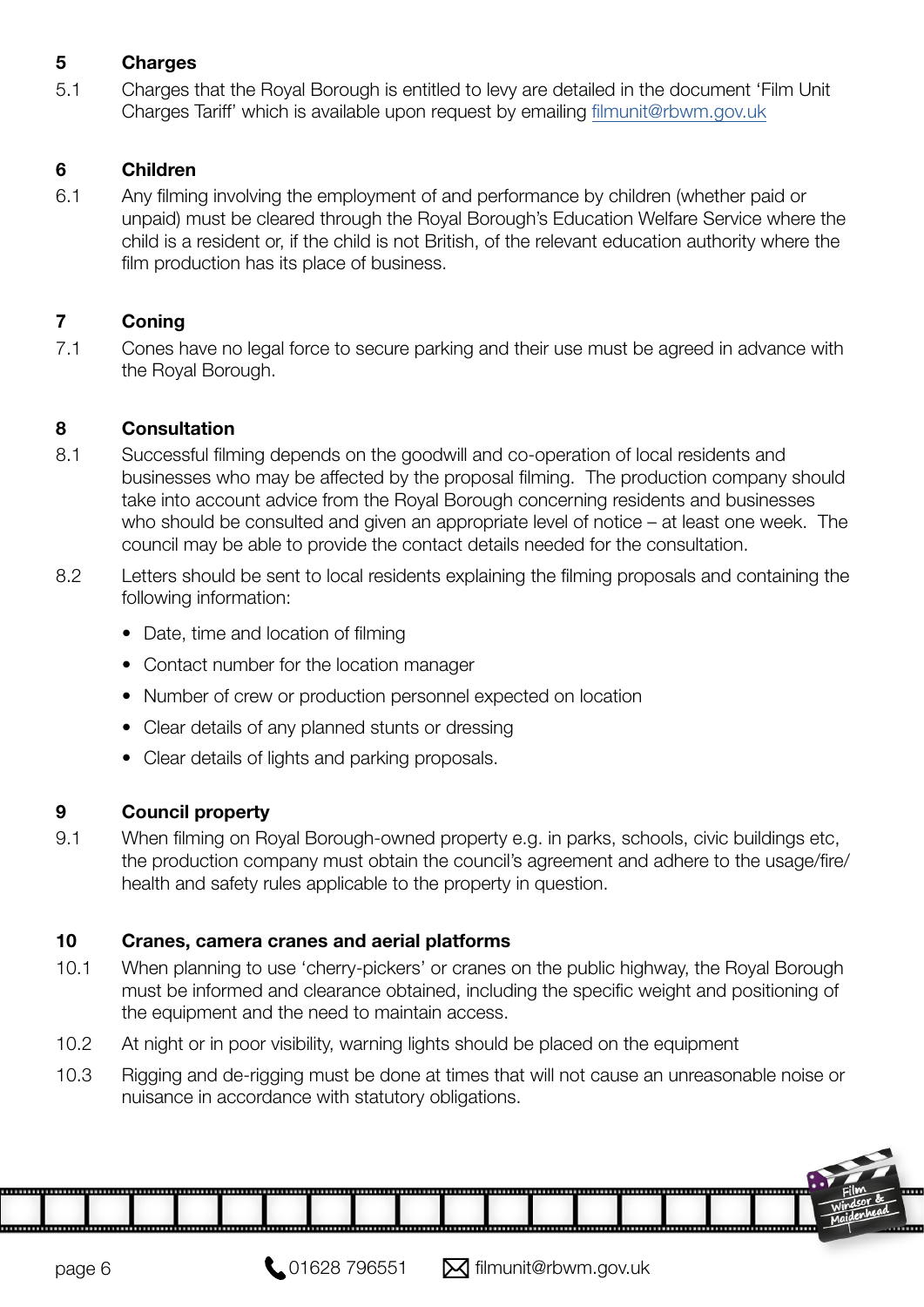## 5 Charges

5.1 Charges that the Royal Borough is entitled to levy are detailed in the document 'Film Unit Charges Tariff' which is available upon request by emailing filmunit@rbwm.gov.uk

## 6 Children

6.1 Any filming involving the employment of and performance by children (whether paid or unpaid) must be cleared through the Royal Borough's Education Welfare Service where the child is a resident or, if the child is not British, of the relevant education authority where the film production has its place of business.

## 7 Coning

7.1 Cones have no legal force to secure parking and their use must be agreed in advance with the Royal Borough.

## 8 Consultation

8.1 Successful filming depends on the goodwill and co-operation of local residents and businesses who may be affected by the proposal filming. The production company should take into account advice from the Royal Borough concerning residents and businesses who should be consulted and given an appropriate level of notice – at least one week. The council may be able to provide the contact details needed for the consultation.

8.2 Letters should be sent to local residents explaining the filming proposals and containing the following information:

- Date, time and location of filming
- Contact number for the location manager
- Number of crew or production personnel expected on location
- Clear details of any planned stunts or dressing
- Clear details of lights and parking proposals.

## 9 Council property

9.1 When filming on Royal Borough-owned property e.g. in parks, schools, civic buildings etc, the production company must obtain the council's agreement and adhere to the usage/fire/health and safety rules applicable to the property in question.

## 10 Cranes, camera cranes and aerial platforms

10.1 When planning to use 'cherry-pickers' or cranes on the public highway, the Royal Borough must be informed and clearance obtained, including the specific weight and positioning of the equipment and the need to maintain access.

10.2 At night or in poor visibility, warning lights should be placed on the equipment

10.3 Rigging and de-rigging must be done at times that will not cause an unreasonable noise or nuisance in accordance with statutory obligations.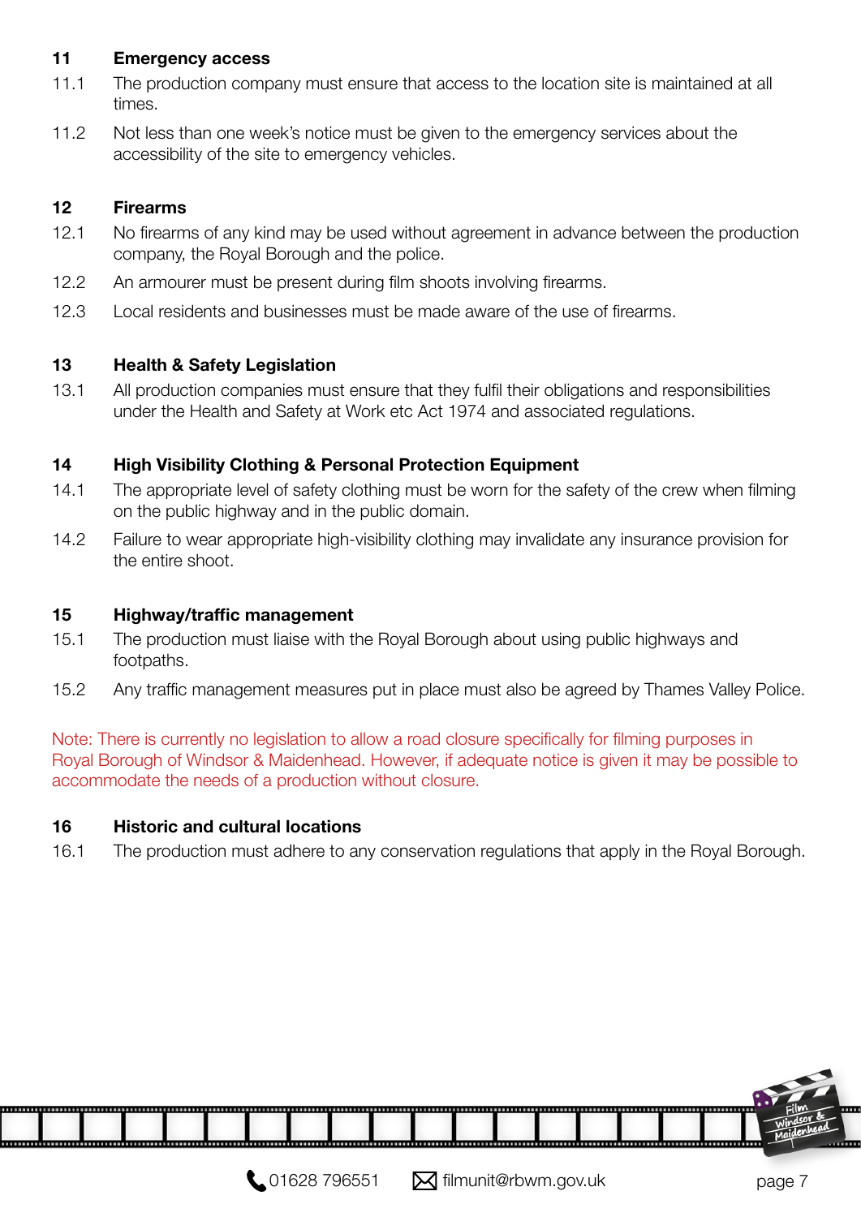## 11 Emergency access

11.1 The production company must ensure that access to the location site is maintained at all times.

11.2 Not less than one week's notice must be given to the emergency services about the accessibility of the site to emergency vehicles.

## 12 Firearms

12.1 No firearms of any kind may be used without agreement in advance between the production company, the Royal Borough and the police.

12.2 An armourer must be present during film shoots involving firearms.

12.3 Local residents and businesses must be made aware of the use of firearms.

## 13 Health & Safety Legislation

13.1 All production companies must ensure that they fulfil their obligations and responsibilities under the Health and Safety at Work etc Act 1974 and associated regulations.

## 14 High Visibility Clothing & Personal Protection Equipment

14.1 The appropriate level of safety clothing must be worn for the safety of the crew when filming on the public highway and in the public domain.

14.2 Failure to wear appropriate high-visibility clothing may invalidate any insurance provision for the entire shoot.

## 15 Highway/traffic management

15.1 The production must liaise with the Royal Borough about using public highways and footpaths.

15.2 Any traffic management measures put in place must also be agreed by Thames Valley Police.

Note: There is currently no legislation to allow a road closure specifically for filming purposes in Royal Borough of Windsor & Maidenhead. However, if adequate notice is given it may be possible to accommodate the needs of a production without closure.

## 16 Historic and cultural locations

16.1 The production must adhere to any conservation regulations that apply in the Royal Borough.

01628 796551 filmunit@rbwm.gov.uk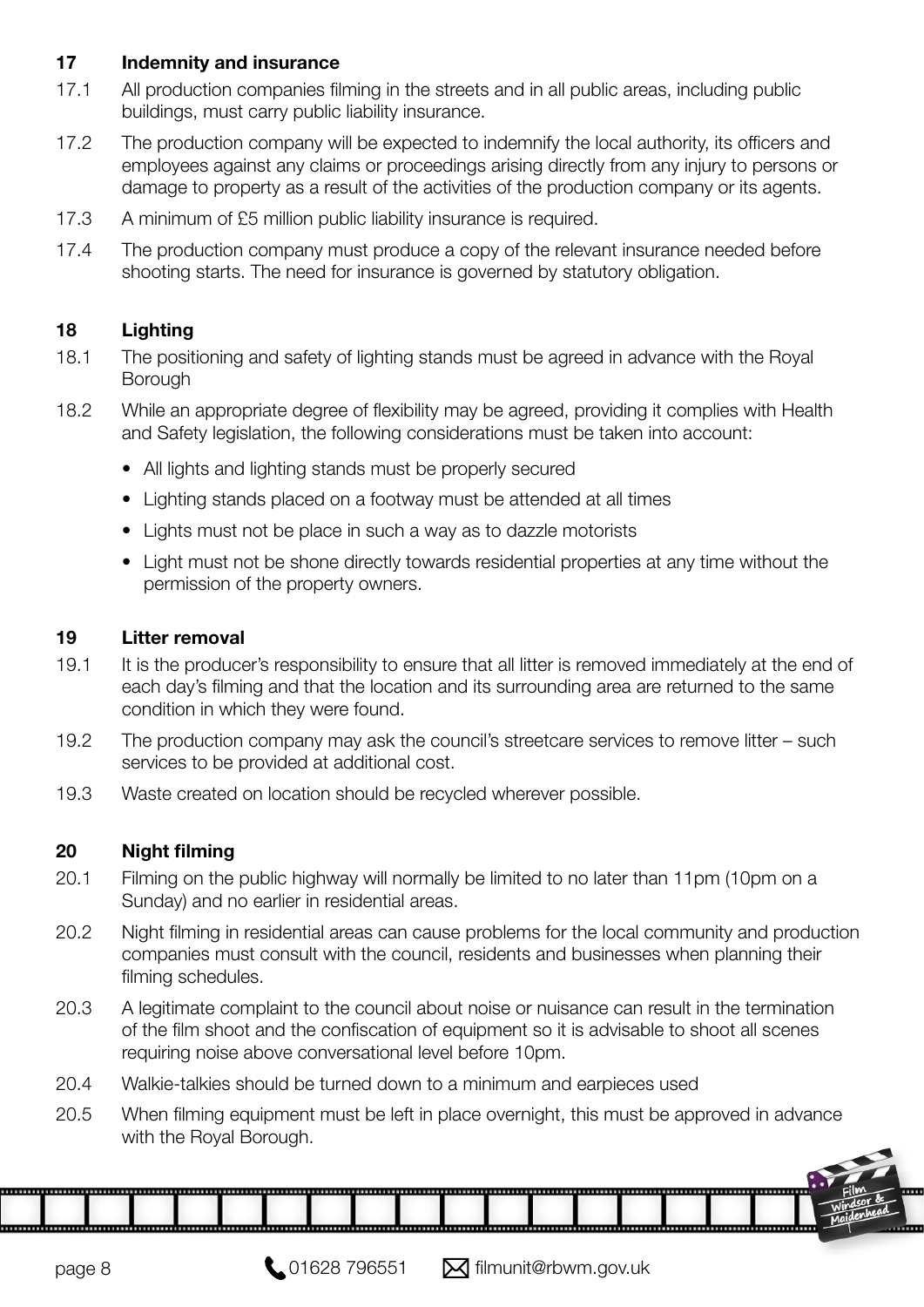## 17 Indemnity and insurance

17.1 All production companies filming in the streets and in all public areas, including public buildings, must carry public liability insurance.

17.2 The production company will be expected to indemnify the local authority, its officers and employees against any claims or proceedings arising directly from any injury to persons or damage to property as a result of the activities of the production company or its agents.

17.3 A minimum of £5 million public liability insurance is required.

17.4 The production company must produce a copy of the relevant insurance needed before shooting starts. The need for insurance is governed by statutory obligation.

## 18 Lighting

18.1 The positioning and safety of lighting stands must be agreed in advance with the Royal Borough

18.2 While an appropriate degree of flexibility may be agreed, providing it complies with Health and Safety legislation, the following considerations must be taken into account:

- All lights and lighting stands must be properly secured
- Lighting stands placed on a footway must be attended at all times
- Lights must not be place in such a way as to dazzle motorists
- Light must not be shone directly towards residential properties at any time without the permission of the property owners.

## 19 Litter removal

19.1 It is the producer's responsibility to ensure that all litter is removed immediately at the end of each day's filming and that the location and its surrounding area are returned to the same condition in which they were found.

19.2 The production company may ask the council's streetcare services to remove litter – such services to be provided at additional cost.

19.3 Waste created on location should be recycled wherever possible.

## 20 Night filming

20.1 Filming on the public highway will normally be limited to no later than 11pm (10pm on a Sunday) and no earlier in residential areas.

20.2 Night filming in residential areas can cause problems for the local community and production companies must consult with the council, residents and businesses when planning their filming schedules.

20.3 A legitimate complaint to the council about noise or nuisance can result in the termination of the film shoot and the confiscation of equipment so it is advisable to shoot all scenes requiring noise above conversational level before 10pm.

20.4 Walkie-talkies should be turned down to a minimum and earpieces used

20.5 When filming equipment must be left in place overnight, this must be approved in advance with the Royal Borough.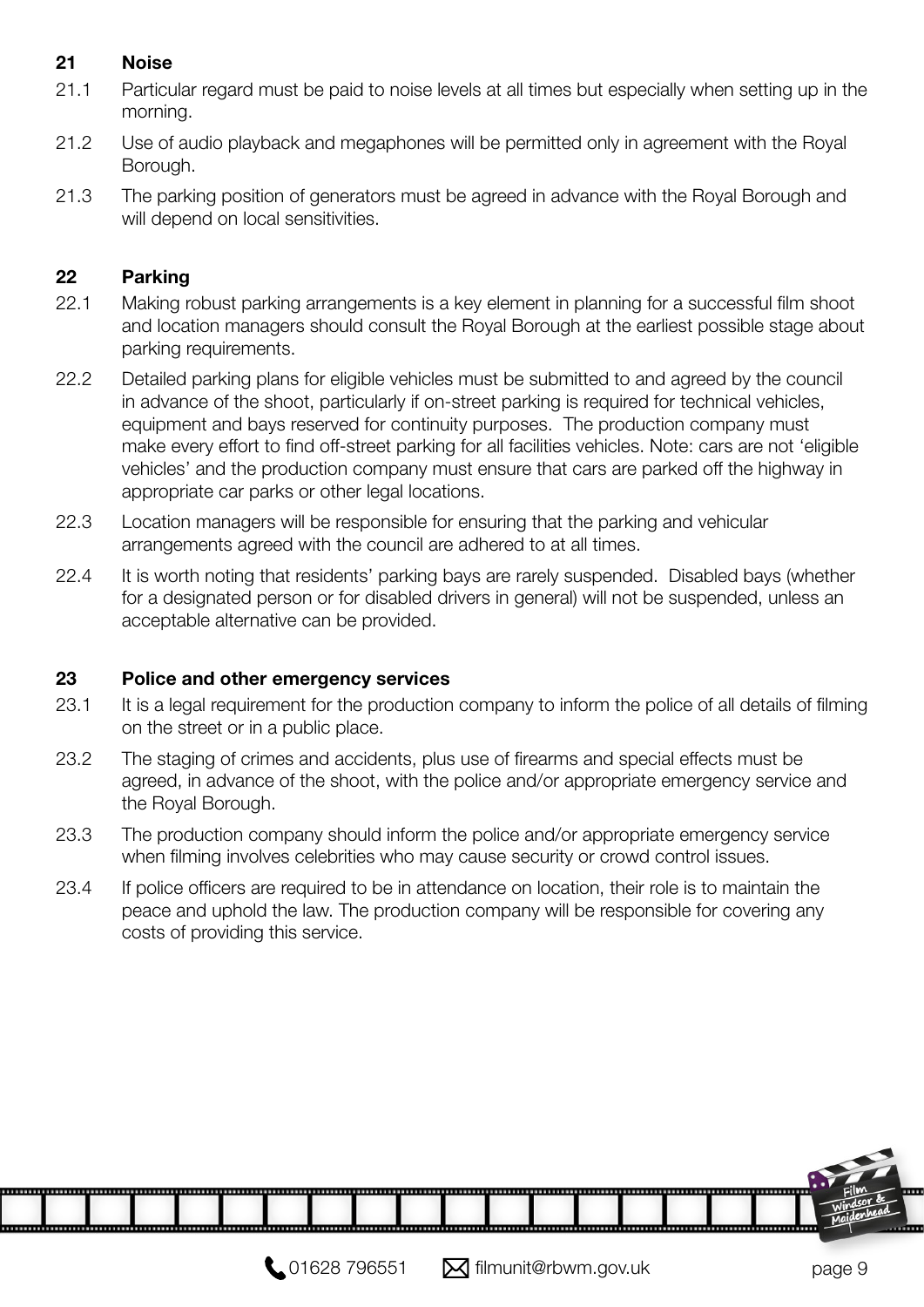## 21 Noise

21.1 Particular regard must be paid to noise levels at all times but especially when setting up in the morning.

21.2 Use of audio playback and megaphones will be permitted only in agreement with the Royal Borough.

21.3 The parking position of generators must be agreed in advance with the Royal Borough and will depend on local sensitivities.

## 22 Parking

22.1 Making robust parking arrangements is a key element in planning for a successful film shoot and location managers should consult the Royal Borough at the earliest possible stage about parking requirements.

22.2 Detailed parking plans for eligible vehicles must be submitted to and agreed by the council in advance of the shoot, particularly if on-street parking is required for technical vehicles, equipment and bays reserved for continuity purposes. The production company must make every effort to find off-street parking for all facilities vehicles. Note: cars are not 'eligible vehicles' and the production company must ensure that cars are parked off the highway in appropriate car parks or other legal locations.

22.3 Location managers will be responsible for ensuring that the parking and vehicular arrangements agreed with the council are adhered to at all times.

22.4 It is worth noting that residents' parking bays are rarely suspended. Disabled bays (whether for a designated person or for disabled drivers in general) will not be suspended, unless an acceptable alternative can be provided.

## 23 Police and other emergency services

23.1 It is a legal requirement for the production company to inform the police of all details of filming on the street or in a public place.

23.2 The staging of crimes and accidents, plus use of firearms and special effects must be agreed, in advance of the shoot, with the police and/or appropriate emergency service and the Royal Borough.

23.3 The production company should inform the police and/or appropriate emergency service when filming involves celebrities who may cause security or crowd control issues.

23.4 If police officers are required to be in attendance on location, their role is to maintain the peace and uphold the law. The production company will be responsible for covering any costs of providing this service.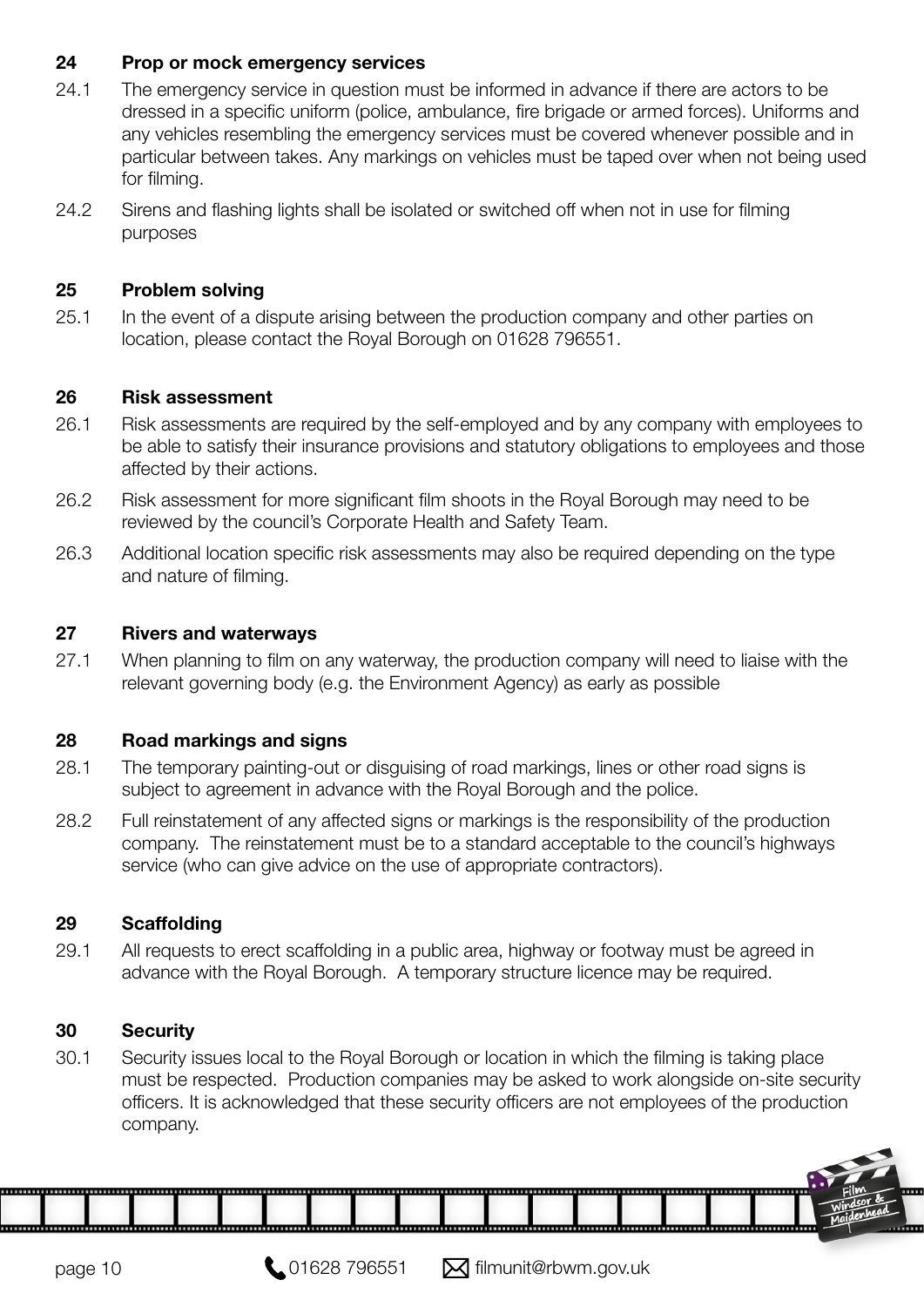## 24 Prop or mock emergency services

24.1 The emergency service in question must be informed in advance if there are actors to be dressed in a specific uniform (police, ambulance, fire brigade or armed forces). Uniforms and any vehicles resembling the emergency services must be covered whenever possible and in particular between takes. Any markings on vehicles must be taped over when not being used for filming.

24.2 Sirens and flashing lights shall be isolated or switched off when not in use for filming purposes

## 25 Problem solving

25.1 In the event of a dispute arising between the production company and other parties on location, please contact the Royal Borough on 01628 796551.

## 26 Risk assessment

26.1 Risk assessments are required by the self-employed and by any company with employees to be able to satisfy their insurance provisions and statutory obligations to employees and those affected by their actions.

26.2 Risk assessment for more significant film shoots in the Royal Borough may need to be reviewed by the council's Corporate Health and Safety Team.

26.3 Additional location specific risk assessments may also be required depending on the type and nature of filming.

## 27 Rivers and waterways

27.1 When planning to film on any waterway, the production company will need to liaise with the relevant governing body (e.g. the Environment Agency) as early as possible

## 28 Road markings and signs

28.1 The temporary painting-out or disguising of road markings, lines or other road signs is subject to agreement in advance with the Royal Borough and the police.

28.2 Full reinstatement of any affected signs or markings is the responsibility of the production company. The reinstatement must be to a standard acceptable to the council's highways service (who can give advice on the use of appropriate contractors).

## 29 Scaffolding

29.1 All requests to erect scaffolding in a public area, highway or footway must be agreed in advance with the Royal Borough. A temporary structure licence may be required.

## 30 Security

30.1 Security issues local to the Royal Borough or location in which the filming is taking place must be respected. Production companies may be asked to work alongside on-site security officers. It is acknowledged that these security officers are not employees of the production company.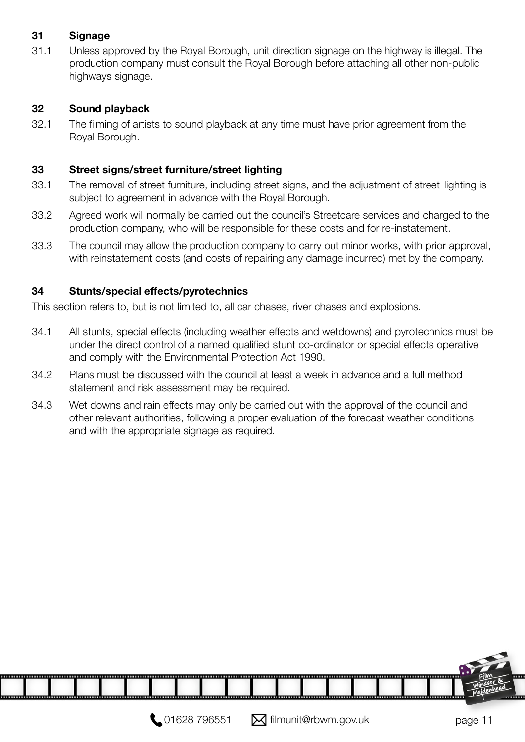### 31 Signage

31.1 Unless approved by the Royal Borough, unit direction signage on the highway is illegal. The production company must consult the Royal Borough before attaching all other non-public highways signage.

### 32 Sound playback

32.1 The filming of artists to sound playback at any time must have prior agreement from the Royal Borough.

### 33 Street signs/street furniture/street lighting

33.1 The removal of street furniture, including street signs, and the adjustment of street lighting is subject to agreement in advance with the Royal Borough.

33.2 Agreed work will normally be carried out the council's Streetcare services and charged to the production company, who will be responsible for these costs and for re-instatement.

33.3 The council may allow the production company to carry out minor works, with prior approval, with reinstatement costs (and costs of repairing any damage incurred) met by the company.

### 34 Stunts/special effects/pyrotechnics

This section refers to, but is not limited to, all car chases, river chases and explosions.

34.1 All stunts, special effects (including weather effects and wetdowns) and pyrotechnics must be under the direct control of a named qualified stunt co-ordinator or special effects operative and comply with the Environmental Protection Act 1990.

34.2 Plans must be discussed with the council at least a week in advance and a full method statement and risk assessment may be required.

34.3 Wet downs and rain effects may only be carried out with the approval of the council and other relevant authorities, following a proper evaluation of the forecast weather conditions and with the appropriate signage as required.